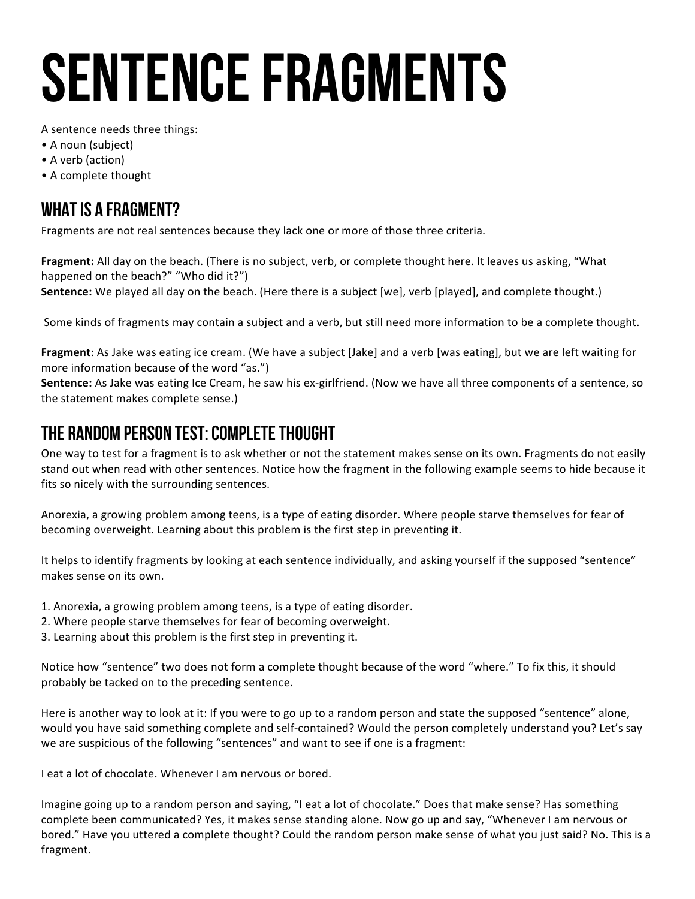# SENTENCE FRAGMENTS

A sentence needs three things:

- A noun (subject)
- A verb (action)
- A complete thought

## WHAT IS A FRAGMENT?

Fragments are not real sentences because they lack one or more of those three criteria.

**Fragment:** All day on the beach. (There is no subject, verb, or complete thought here. It leaves us asking, "What happened on the beach?" "Who did it?")
**Sentence:** We played all day on the beach. (Here there is a subject [we], verb [played], and complete thought.)

Some kinds of fragments may contain a subject and a verb, but still need more information to be a complete thought.

**Fragment**: As Jake was eating ice cream. (We have a subject [Jake] and a verb [was eating], but we are left waiting for more information because of the word "as.")
**Sentence:** As Jake was eating Ice Cream, he saw his ex-girlfriend. (Now we have all three components of a sentence, so the statement makes complete sense.)

## THE RANDOM PERSON TEST: COMPLETE THOUGHT

One way to test for a fragment is to ask whether or not the statement makes sense on its own. Fragments do not easily stand out when read with other sentences. Notice how the fragment in the following example seems to hide because it fits so nicely with the surrounding sentences.

Anorexia, a growing problem among teens, is a type of eating disorder. Where people starve themselves for fear of becoming overweight. Learning about this problem is the first step in preventing it.

It helps to identify fragments by looking at each sentence individually, and asking yourself if the supposed "sentence" makes sense on its own.

1. Anorexia, a growing problem among teens, is a type of eating disorder.
2. Where people starve themselves for fear of becoming overweight.
3. Learning about this problem is the first step in preventing it.

Notice how "sentence" two does not form a complete thought because of the word "where." To fix this, it should probably be tacked on to the preceding sentence.

Here is another way to look at it: If you were to go up to a random person and state the supposed "sentence" alone, would you have said something complete and self-contained? Would the person completely understand you? Let's say we are suspicious of the following "sentences" and want to see if one is a fragment:

I eat a lot of chocolate. Whenever I am nervous or bored.

Imagine going up to a random person and saying, "I eat a lot of chocolate." Does that make sense? Has something complete been communicated? Yes, it makes sense standing alone. Now go up and say, "Whenever I am nervous or bored." Have you uttered a complete thought? Could the random person make sense of what you just said? No. This is a fragment.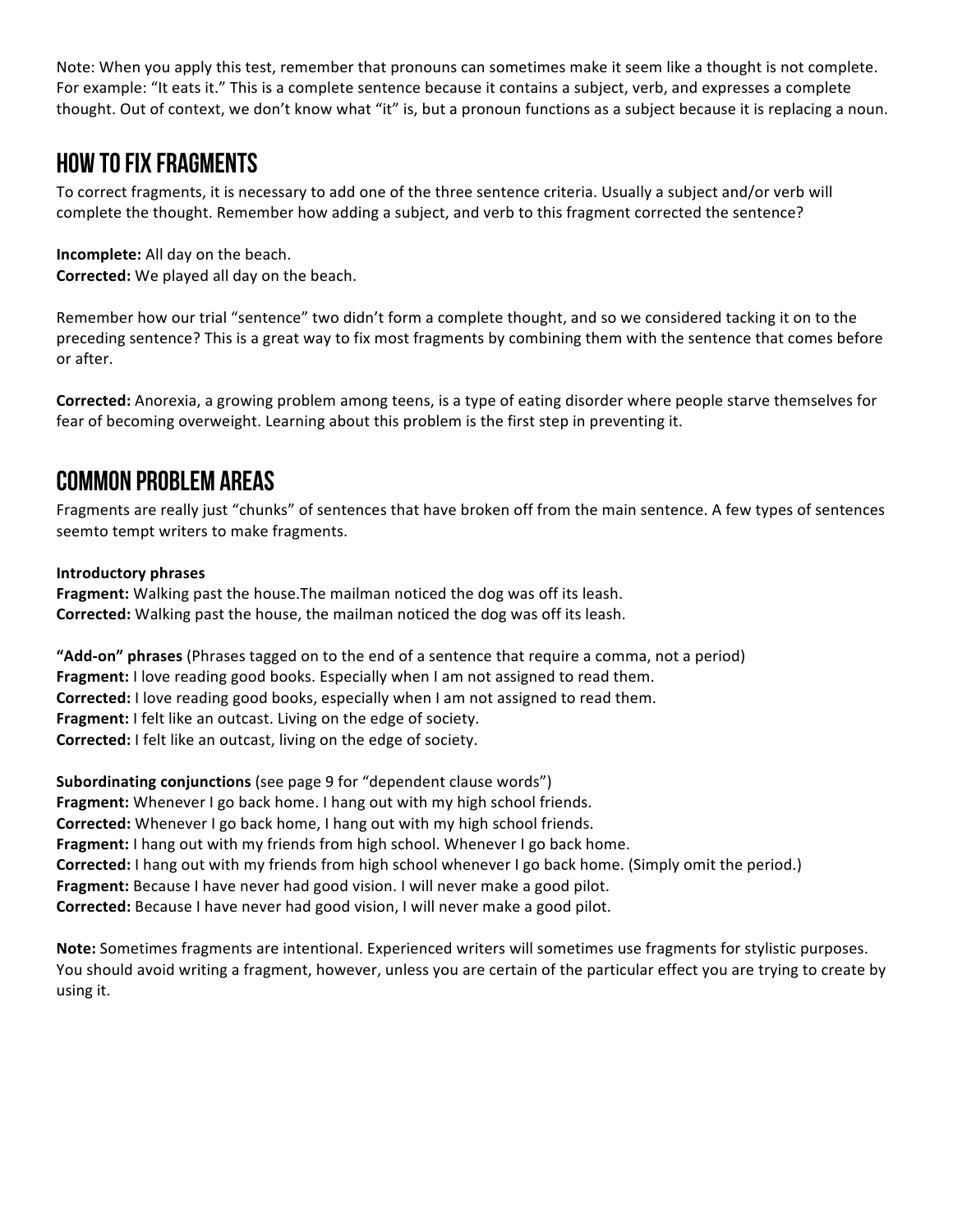Note: When you apply this test, remember that pronouns can sometimes make it seem like a thought is not complete. For example: "It eats it." This is a complete sentence because it contains a subject, verb, and expresses a complete thought. Out of context, we don't know what "it" is, but a pronoun functions as a subject because it is replacing a noun.

## How to Fix Fragments

To correct fragments, it is necessary to add one of the three sentence criteria. Usually a subject and/or verb will complete the thought. Remember how adding a subject, and verb to this fragment corrected the sentence?

**Incomplete:** All day on the beach.
**Corrected:** We played all day on the beach.

Remember how our trial "sentence" two didn't form a complete thought, and so we considered tacking it on to the preceding sentence? This is a great way to fix most fragments by combining them with the sentence that comes before or after.

**Corrected:** Anorexia, a growing problem among teens, is a type of eating disorder where people starve themselves for fear of becoming overweight. Learning about this problem is the first step in preventing it.

## Common Problem Areas

Fragments are really just "chunks" of sentences that have broken off from the main sentence. A few types of sentences seemto tempt writers to make fragments.

**Introductory phrases**
**Fragment:** Walking past the house.The mailman noticed the dog was off its leash.
**Corrected:** Walking past the house, the mailman noticed the dog was off its leash.

**"Add-on" phrases** (Phrases tagged on to the end of a sentence that require a comma, not a period)
**Fragment:** I love reading good books. Especially when I am not assigned to read them.
**Corrected:** I love reading good books, especially when I am not assigned to read them.
**Fragment:** I felt like an outcast. Living on the edge of society.
**Corrected:** I felt like an outcast, living on the edge of society.

**Subordinating conjunctions** (see page 9 for "dependent clause words")
**Fragment:** Whenever I go back home. I hang out with my high school friends.
**Corrected:** Whenever I go back home, I hang out with my high school friends.
**Fragment:** I hang out with my friends from high school. Whenever I go back home.
**Corrected:** I hang out with my friends from high school whenever I go back home. (Simply omit the period.)
**Fragment:** Because I have never had good vision. I will never make a good pilot.
**Corrected:** Because I have never had good vision, I will never make a good pilot.

**Note:** Sometimes fragments are intentional. Experienced writers will sometimes use fragments for stylistic purposes. You should avoid writing a fragment, however, unless you are certain of the particular effect you are trying to create by using it.